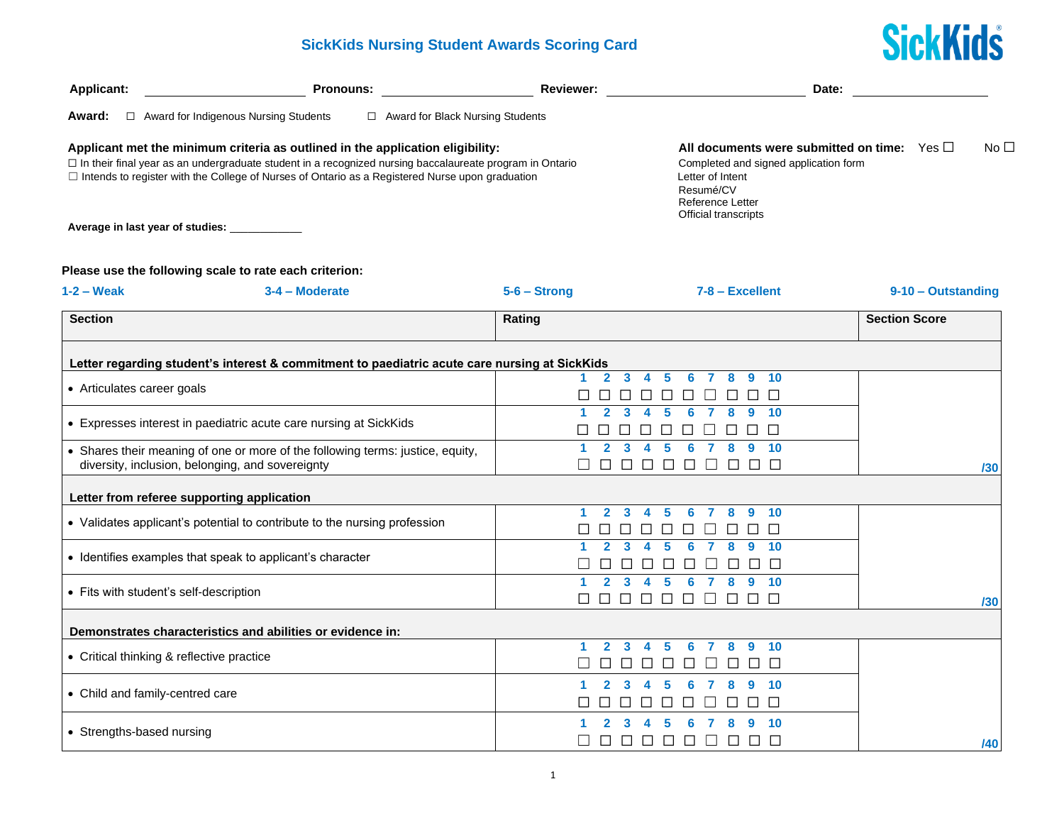# SickKids Nursing Student Awards Scoring Card

SickKids®

**Applicant:** ____________________ **Pronouns:** ____________________ **Reviewer:** ____________________ **Date:** ________________

**Award:** ☐ Award for Indigenous Nursing Students ☐ Award for Black Nursing Students

**Applicant met the minimum criteria as outlined in the application eligibility:**

☐ In their final year as an undergraduate student in a recognized nursing baccalaureate program in Ontario
☐ Intends to register with the College of Nurses of Ontario as a Registered Nurse upon graduation

**All documents were submitted on time:** Yes ☐ No ☐

Completed and signed application form
Letter of Intent
Resumé/CV
Reference Letter
Official transcripts

**Average in last year of studies:** ___________

**Please use the following scale to rate each criterion:**

**1-2 – Weak** **3-4 – Moderate** **5-6 – Strong** **7-8 – Excellent** **9-10 – Outstanding**

| Section | Rating | Section Score |
|---|---|---|
| **Letter regarding student's interest & commitment to paediatric acute care nursing at SickKids** | | |
| • Articulates career goals | 1 ☐ 2 ☐ 3 ☐ 4 ☐ 5 ☐ 6 ☐ 7 ☐ 8 ☐ 9 ☐ 10 ☐ | |
| • Expresses interest in paediatric acute care nursing at SickKids | 1 ☐ 2 ☐ 3 ☐ 4 ☐ 5 ☐ 6 ☐ 7 ☐ 8 ☐ 9 ☐ 10 ☐ | |
| • Shares their meaning of one or more of the following terms: justice, equity, diversity, inclusion, belonging, and sovereignty | 1 ☐ 2 ☐ 3 ☐ 4 ☐ 5 ☐ 6 ☐ 7 ☐ 8 ☐ 9 ☐ 10 ☐ | /30 |
| **Letter from referee supporting application** | | |
| • Validates applicant's potential to contribute to the nursing profession | 1 ☐ 2 ☐ 3 ☐ 4 ☐ 5 ☐ 6 ☐ 7 ☐ 8 ☐ 9 ☐ 10 ☐ | |
| • Identifies examples that speak to applicant's character | 1 ☐ 2 ☐ 3 ☐ 4 ☐ 5 ☐ 6 ☐ 7 ☐ 8 ☐ 9 ☐ 10 ☐ | |
| • Fits with student's self-description | 1 ☐ 2 ☐ 3 ☐ 4 ☐ 5 ☐ 6 ☐ 7 ☐ 8 ☐ 9 ☐ 10 ☐ | /30 |
| **Demonstrates characteristics and abilities or evidence in:** | | |
| • Critical thinking & reflective practice | 1 ☐ 2 ☐ 3 ☐ 4 ☐ 5 ☐ 6 ☐ 7 ☐ 8 ☐ 9 ☐ 10 ☐ | |
| • Child and family-centred care | 1 ☐ 2 ☐ 3 ☐ 4 ☐ 5 ☐ 6 ☐ 7 ☐ 8 ☐ 9 ☐ 10 ☐ | |
| • Strengths-based nursing | 1 ☐ 2 ☐ 3 ☐ 4 ☐ 5 ☐ 6 ☐ 7 ☐ 8 ☐ 9 ☐ 10 ☐ | /40 |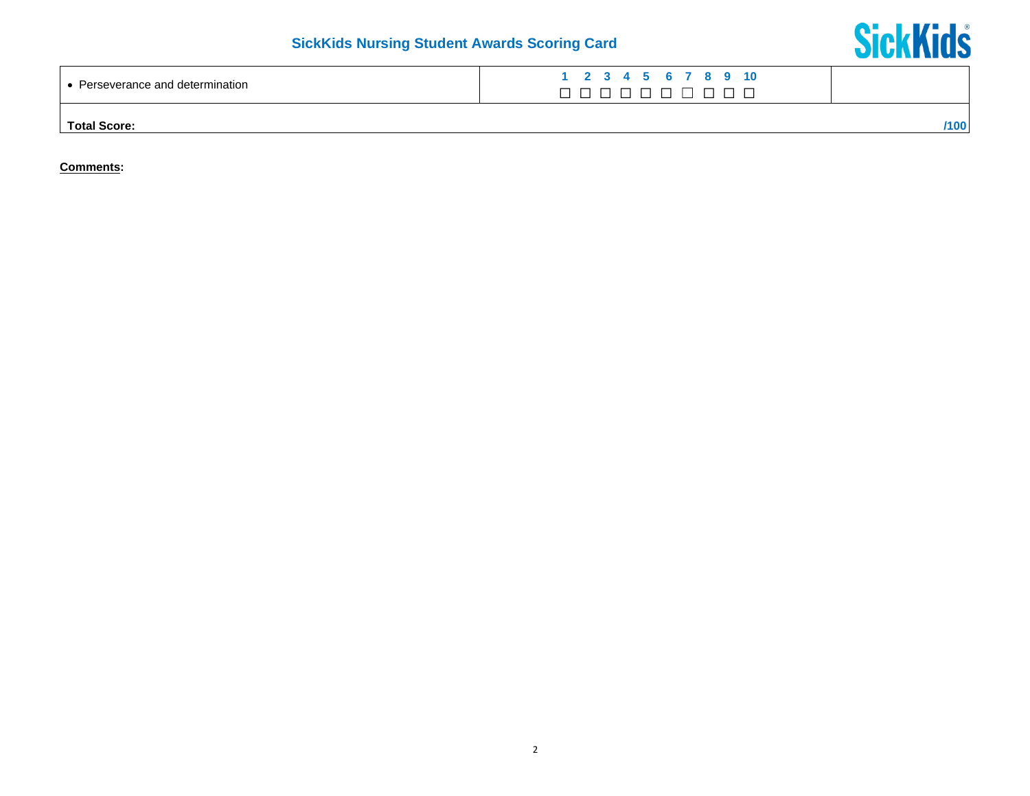## SickKids Nursing Student Awards Scoring Card

| | | |
|---|---|---|
| • Perseverance and determination | 1 ☐ 2 ☐ 3 ☐ 4 ☐ 5 ☐ 6 ☐ 7 ☐ 8 ☐ 9 ☐ 10 ☐ | |
| **Total Score:** | | **/100** |

**Comments:**